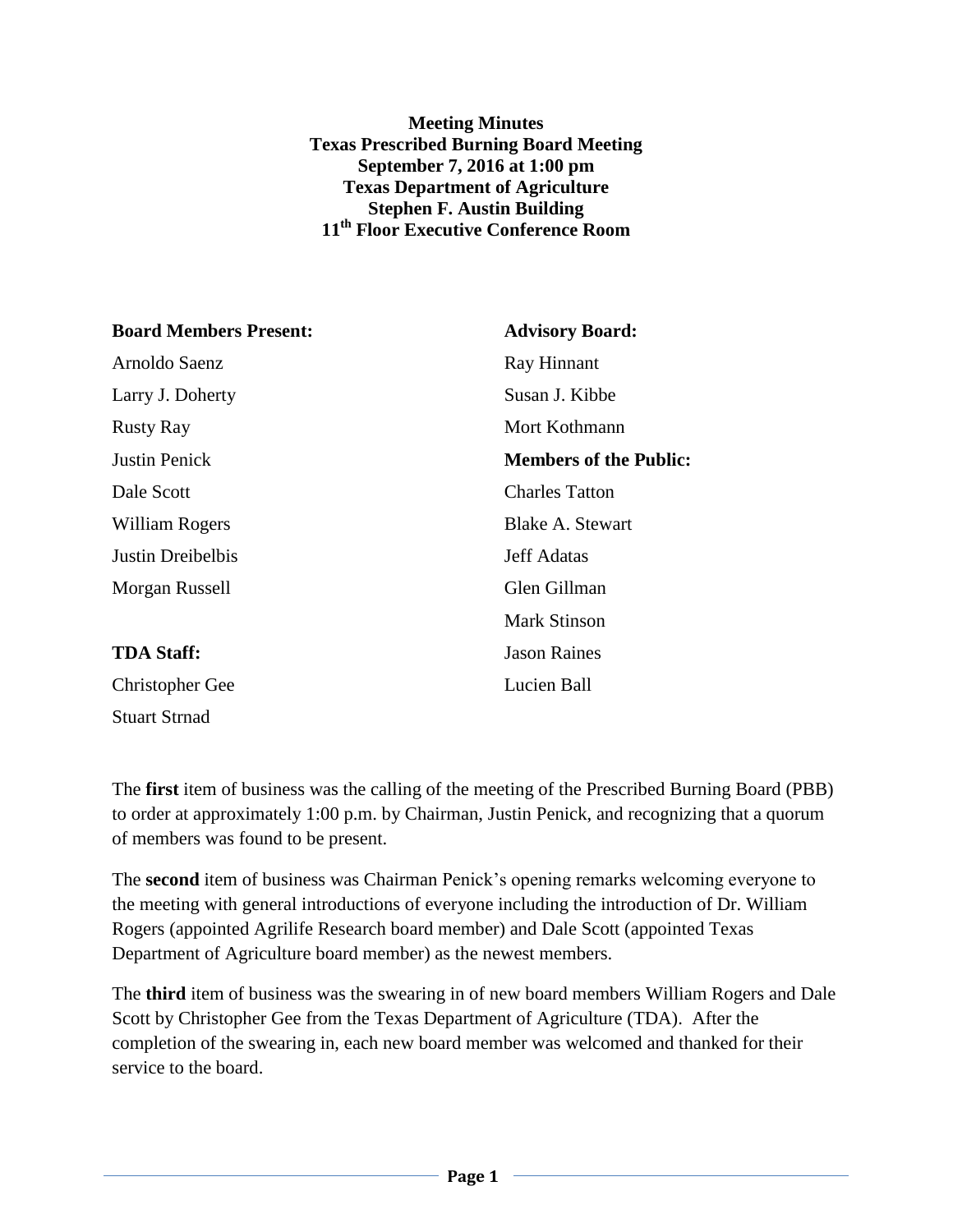**Meeting Minutes**
**Texas Prescribed Burning Board Meeting**
**September 7, 2016 at 1:00 pm**
**Texas Department of Agriculture**
**Stephen F. Austin Building**
**11th Floor Executive Conference Room**

**Board Members Present:**

Arnoldo Saenz
Larry J. Doherty
Rusty Ray
Justin Penick
Dale Scott
William Rogers
Justin Dreibelbis
Morgan Russell

**TDA Staff:**

Christopher Gee
Stuart Strnad

**Advisory Board:**

Ray Hinnant
Susan J. Kibbe
Mort Kothmann

**Members of the Public:**

Charles Tatton
Blake A. Stewart
Jeff Adatas
Glen Gillman
Mark Stinson
Jason Raines
Lucien Ball

The **first** item of business was the calling of the meeting of the Prescribed Burning Board (PBB) to order at approximately 1:00 p.m. by Chairman, Justin Penick, and recognizing that a quorum of members was found to be present.

The **second** item of business was Chairman Penick's opening remarks welcoming everyone to the meeting with general introductions of everyone including the introduction of Dr. William Rogers (appointed Agrilife Research board member) and Dale Scott (appointed Texas Department of Agriculture board member) as the newest members.

The **third** item of business was the swearing in of new board members William Rogers and Dale Scott by Christopher Gee from the Texas Department of Agriculture (TDA). After the completion of the swearing in, each new board member was welcomed and thanked for their service to the board.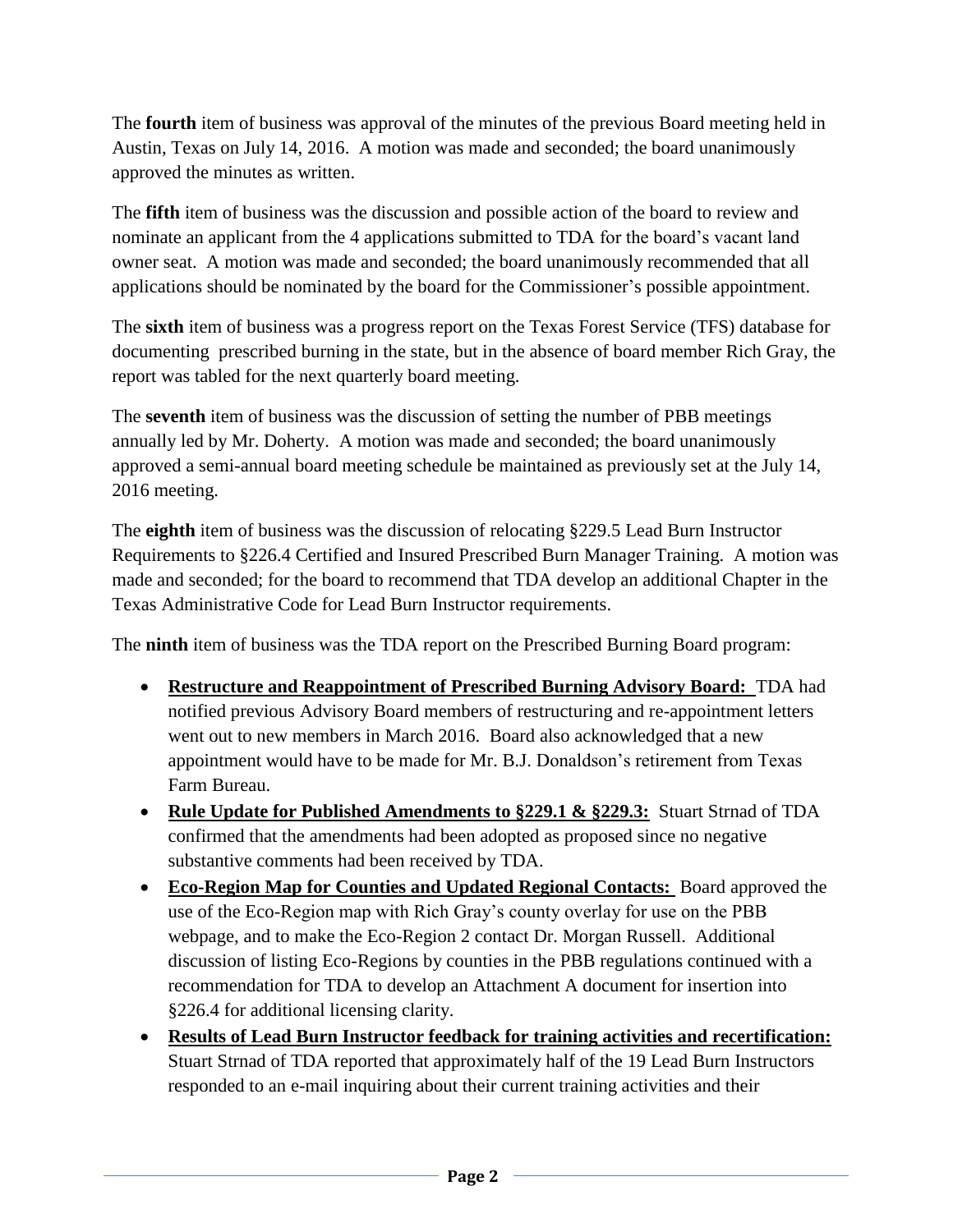The **fourth** item of business was approval of the minutes of the previous Board meeting held in Austin, Texas on July 14, 2016. A motion was made and seconded; the board unanimously approved the minutes as written.

The **fifth** item of business was the discussion and possible action of the board to review and nominate an applicant from the 4 applications submitted to TDA for the board's vacant land owner seat. A motion was made and seconded; the board unanimously recommended that all applications should be nominated by the board for the Commissioner's possible appointment.

The **sixth** item of business was a progress report on the Texas Forest Service (TFS) database for documenting prescribed burning in the state, but in the absence of board member Rich Gray, the report was tabled for the next quarterly board meeting.

The **seventh** item of business was the discussion of setting the number of PBB meetings annually led by Mr. Doherty. A motion was made and seconded; the board unanimously approved a semi-annual board meeting schedule be maintained as previously set at the July 14, 2016 meeting.

The **eighth** item of business was the discussion of relocating §229.5 Lead Burn Instructor Requirements to §226.4 Certified and Insured Prescribed Burn Manager Training. A motion was made and seconded; for the board to recommend that TDA develop an additional Chapter in the Texas Administrative Code for Lead Burn Instructor requirements.

The **ninth** item of business was the TDA report on the Prescribed Burning Board program:

- **Restructure and Reappointment of Prescribed Burning Advisory Board:** TDA had notified previous Advisory Board members of restructuring and re-appointment letters went out to new members in March 2016. Board also acknowledged that a new appointment would have to be made for Mr. B.J. Donaldson's retirement from Texas Farm Bureau.
- **Rule Update for Published Amendments to §229.1 & §229.3:** Stuart Strnad of TDA confirmed that the amendments had been adopted as proposed since no negative substantive comments had been received by TDA.
- **Eco-Region Map for Counties and Updated Regional Contacts:** Board approved the use of the Eco-Region map with Rich Gray's county overlay for use on the PBB webpage, and to make the Eco-Region 2 contact Dr. Morgan Russell. Additional discussion of listing Eco-Regions by counties in the PBB regulations continued with a recommendation for TDA to develop an Attachment A document for insertion into §226.4 for additional licensing clarity.
- **Results of Lead Burn Instructor feedback for training activities and recertification:** Stuart Strnad of TDA reported that approximately half of the 19 Lead Burn Instructors responded to an e-mail inquiring about their current training activities and their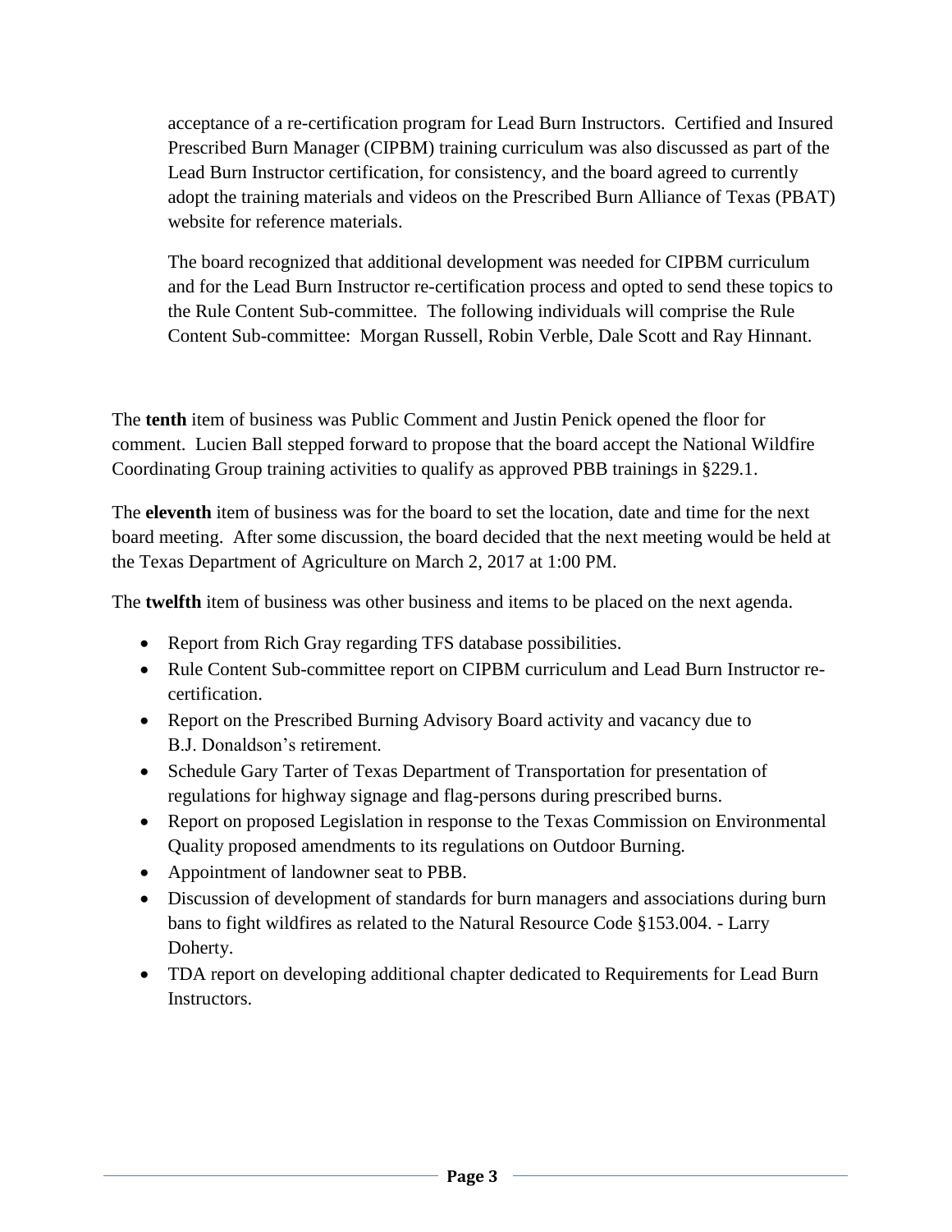acceptance of a re-certification program for Lead Burn Instructors. Certified and Insured Prescribed Burn Manager (CIPBM) training curriculum was also discussed as part of the Lead Burn Instructor certification, for consistency, and the board agreed to currently adopt the training materials and videos on the Prescribed Burn Alliance of Texas (PBAT) website for reference materials.

The board recognized that additional development was needed for CIPBM curriculum and for the Lead Burn Instructor re-certification process and opted to send these topics to the Rule Content Sub-committee. The following individuals will comprise the Rule Content Sub-committee: Morgan Russell, Robin Verble, Dale Scott and Ray Hinnant.

The **tenth** item of business was Public Comment and Justin Penick opened the floor for comment. Lucien Ball stepped forward to propose that the board accept the National Wildfire Coordinating Group training activities to qualify as approved PBB trainings in §229.1.

The **eleventh** item of business was for the board to set the location, date and time for the next board meeting. After some discussion, the board decided that the next meeting would be held at the Texas Department of Agriculture on March 2, 2017 at 1:00 PM.

The **twelfth** item of business was other business and items to be placed on the next agenda.

- Report from Rich Gray regarding TFS database possibilities.
- Rule Content Sub-committee report on CIPBM curriculum and Lead Burn Instructor re-certification.
- Report on the Prescribed Burning Advisory Board activity and vacancy due to B.J. Donaldson's retirement.
- Schedule Gary Tarter of Texas Department of Transportation for presentation of regulations for highway signage and flag-persons during prescribed burns.
- Report on proposed Legislation in response to the Texas Commission on Environmental Quality proposed amendments to its regulations on Outdoor Burning.
- Appointment of landowner seat to PBB.
- Discussion of development of standards for burn managers and associations during burn bans to fight wildfires as related to the Natural Resource Code §153.004. - Larry Doherty.
- TDA report on developing additional chapter dedicated to Requirements for Lead Burn Instructors.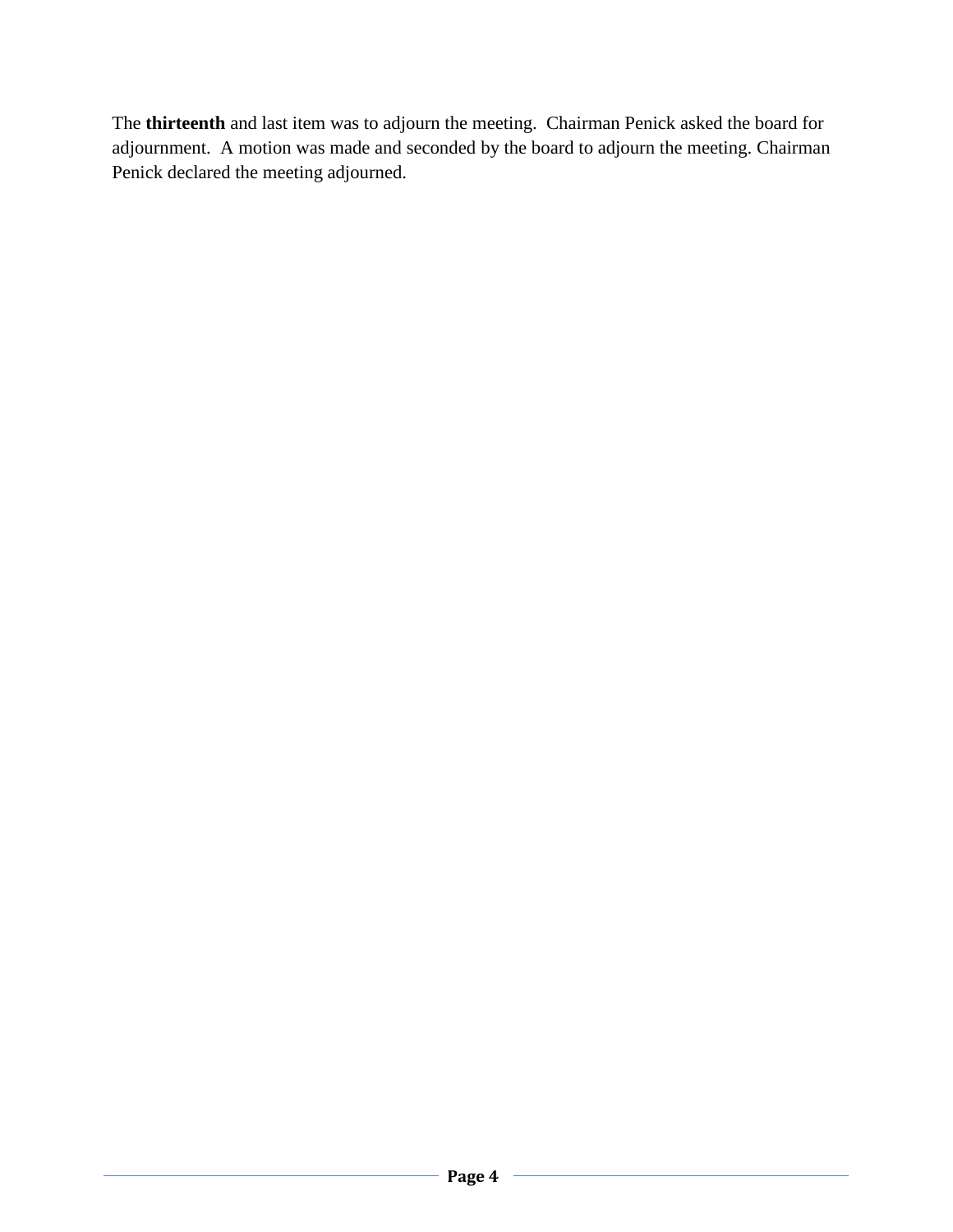The **thirteenth** and last item was to adjourn the meeting. Chairman Penick asked the board for adjournment. A motion was made and seconded by the board to adjourn the meeting. Chairman Penick declared the meeting adjourned.